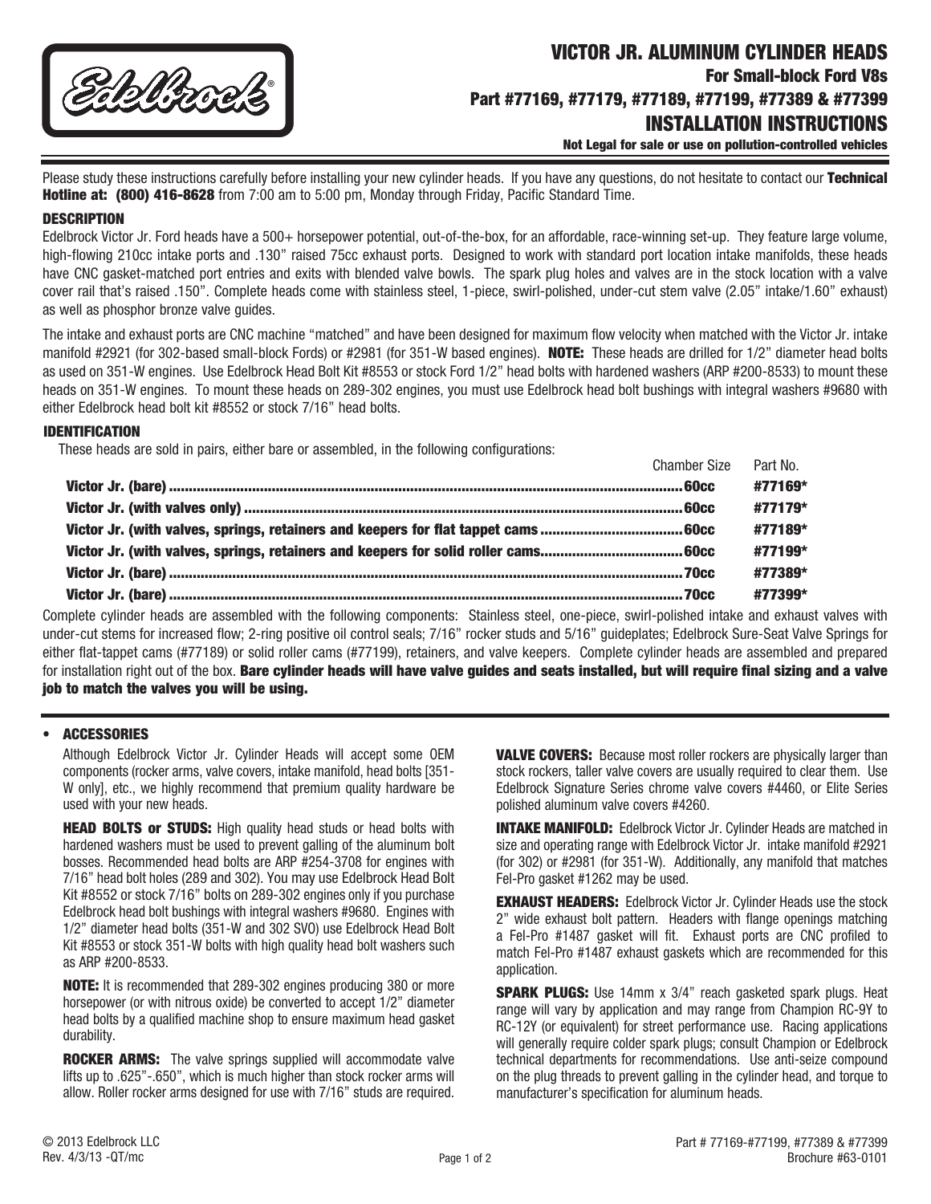# VICTOR JR. ALUMINUM CYLINDER HEADS

## For Small-block Ford V8s

## Part #77169, #77179, #77189, #77199, #77389 & #77399

## INSTALLATION INSTRUCTIONS

**Not Legal for sale or use on pollution-controlled vehicles**

Please study these instructions carefully before installing your new cylinder heads. If you have any questions, do not hesitate to contact our **Technical Hotline at: (800) 416-8628** from 7:00 am to 5:00 pm, Monday through Friday, Pacific Standard Time.

### DESCRIPTION

Edelbrock Victor Jr. Ford heads have a 500+ horsepower potential, out-of-the-box, for an affordable, race-winning set-up. They feature large volume, high-flowing 210cc intake ports and .130" raised 75cc exhaust ports. Designed to work with standard port location intake manifolds, these heads have CNC gasket-matched port entries and exits with blended valve bowls. The spark plug holes and valves are in the stock location with a valve cover rail that's raised .150". Complete heads come with stainless steel, 1-piece, swirl-polished, under-cut stem valve (2.05" intake/1.60" exhaust) as well as phosphor bronze valve guides.

The intake and exhaust ports are CNC machine "matched" and have been designed for maximum flow velocity when matched with the Victor Jr. intake manifold #2921 (for 302-based small-block Fords) or #2981 (for 351-W based engines). **NOTE:** These heads are drilled for 1/2" diameter head bolts as used on 351-W engines. Use Edelbrock Head Bolt Kit #8553 or stock Ford 1/2" head bolts with hardened washers (ARP #200-8533) to mount these heads on 351-W engines. To mount these heads on 289-302 engines, you must use Edelbrock head bolt bushings with integral washers #9680 with either Edelbrock head bolt kit #8552 or stock 7/16" head bolts.

### IDENTIFICATION

These heads are sold in pairs, either bare or assembled, in the following configurations:

| | Chamber Size | Part No. |
|---|---|---|
| **Victor Jr. (bare)** | **60cc** | **#77169*** |
| **Victor Jr. (with valves only)** | **60cc** | **#77179*** |
| **Victor Jr. (with valves, springs, retainers and keepers for flat tappet cams** | **60cc** | **#77189*** |
| **Victor Jr. (with valves, springs, retainers and keepers for solid roller cams** | **60cc** | **#77199*** |
| **Victor Jr. (bare)** | **70cc** | **#77389*** |
| **Victor Jr. (bare)** | **70cc** | **#77399*** |

Complete cylinder heads are assembled with the following components: Stainless steel, one-piece, swirl-polished intake and exhaust valves with under-cut stems for increased flow; 2-ring positive oil control seals; 7/16" rocker studs and 5/16" guideplates; Edelbrock Sure-Seat Valve Springs for either flat-tappet cams (#77189) or solid roller cams (#77199), retainers, and valve keepers. Complete cylinder heads are assembled and prepared for installation right out of the box. **Bare cylinder heads will have valve guides and seats installed, but will require final sizing and a valve job to match the valves you will be using.**

### • ACCESSORIES

Although Edelbrock Victor Jr. Cylinder Heads will accept some OEM components (rocker arms, valve covers, intake manifold, head bolts [351-W only], etc., we highly recommend that premium quality hardware be used with your new heads.

**HEAD BOLTS or STUDS:** High quality head studs or head bolts with hardened washers must be used to prevent galling of the aluminum bolt bosses. Recommended head bolts are ARP #254-3708 for engines with 7/16" head bolt holes (289 and 302). You may use Edelbrock Head Bolt Kit #8552 or stock 7/16" bolts on 289-302 engines only if you purchase Edelbrock head bolt bushings with integral washers #9680. Engines with 1/2" diameter head bolts (351-W and 302 SVO) use Edelbrock Head Bolt Kit #8553 or stock 351-W bolts with high quality head bolt washers such as ARP #200-8533.

**NOTE:** It is recommended that 289-302 engines producing 380 or more horsepower (or with nitrous oxide) be converted to accept 1/2" diameter head bolts by a qualified machine shop to ensure maximum head gasket durability.

**ROCKER ARMS:** The valve springs supplied will accommodate valve lifts up to .625"-.650", which is much higher than stock rocker arms will allow. Roller rocker arms designed for use with 7/16" studs are required.

**VALVE COVERS:** Because most roller rockers are physically larger than stock rockers, taller valve covers are usually required to clear them. Use Edelbrock Signature Series chrome valve covers #4460, or Elite Series polished aluminum valve covers #4260.

**INTAKE MANIFOLD:** Edelbrock Victor Jr. Cylinder Heads are matched in size and operating range with Edelbrock Victor Jr. intake manifold #2921 (for 302) or #2981 (for 351-W). Additionally, any manifold that matches Fel-Pro gasket #1262 may be used.

**EXHAUST HEADERS:** Edelbrock Victor Jr. Cylinder Heads use the stock 2" wide exhaust bolt pattern. Headers with flange openings matching a Fel-Pro #1487 gasket will fit. Exhaust ports are CNC profiled to match Fel-Pro #1487 exhaust gaskets which are recommended for this application.

**SPARK PLUGS:** Use 14mm x 3/4" reach gasketed spark plugs. Heat range will vary by application and may range from Champion RC-9Y to RC-12Y (or equivalent) for street performance use. Racing applications will generally require colder spark plugs; consult Champion or Edelbrock technical departments for recommendations. Use anti-seize compound on the plug threads to prevent galling in the cylinder head, and torque to manufacturer's specification for aluminum heads.

© 2013 Edelbrock LLC
Rev. 4/3/13 -QT/mc

Part # 77169-#77199, #77389 & #77399
Brochure #63-0101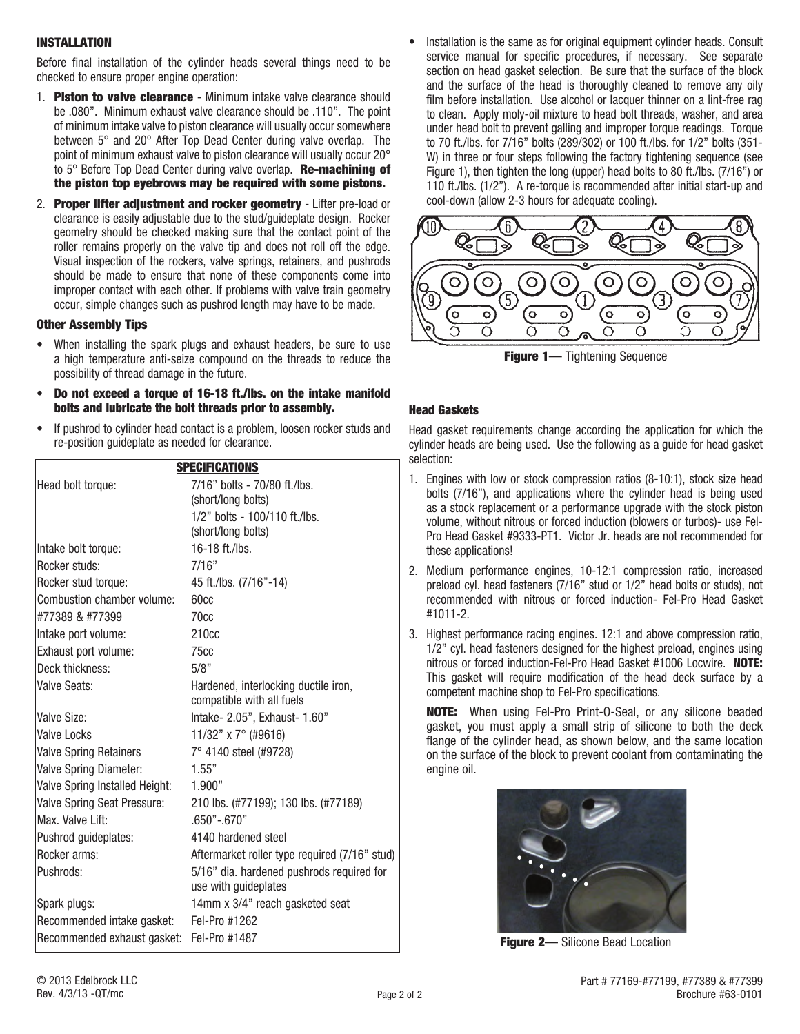## INSTALLATION

Before final installation of the cylinder heads several things need to be checked to ensure proper engine operation:

1. **Piston to valve clearance** - Minimum intake valve clearance should be .080". Minimum exhaust valve clearance should be .110". The point of minimum intake valve to piston clearance will usually occur somewhere between 5° and 20° After Top Dead Center during valve overlap. The point of minimum exhaust valve to piston clearance will usually occur 20° to 5° Before Top Dead Center during valve overlap. **Re-machining of the piston top eyebrows may be required with some pistons.**
2. **Proper lifter adjustment and rocker geometry** - Lifter pre-load or clearance is easily adjustable due to the stud/guideplate design. Rocker geometry should be checked making sure that the contact point of the roller remains properly on the valve tip and does not roll off the edge. Visual inspection of the rockers, valve springs, retainers, and pushrods should be made to ensure that none of these components come into improper contact with each other. If problems with valve train geometry occur, simple changes such as pushrod length may have to be made.

### Other Assembly Tips

- When installing the spark plugs and exhaust headers, be sure to use a high temperature anti-seize compound on the threads to reduce the possibility of thread damage in the future.
- **Do not exceed a torque of 16-18 ft./lbs. on the intake manifold bolts and lubricate the bolt threads prior to assembly.**
- If pushrod to cylinder head contact is a problem, loosen rocker studs and re-position guideplate as needed for clearance.

| SPECIFICATIONS | |
|---|---|
| Head bolt torque: | 7/16" bolts - 70/80 ft./lbs. (short/long bolts) |
| | 1/2" bolts - 100/110 ft./lbs. (short/long bolts) |
| Intake bolt torque: | 16-18 ft./lbs. |
| Rocker studs: | 7/16" |
| Rocker stud torque: | 45 ft./lbs. (7/16"-14) |
| Combustion chamber volume: | 60cc |
| #77389 & #77399 | 70cc |
| Intake port volume: | 210cc |
| Exhaust port volume: | 75cc |
| Deck thickness: | 5/8" |
| Valve Seats: | Hardened, interlocking ductile iron, compatible with all fuels |
| Valve Size: | Intake- 2.05", Exhaust- 1.60" |
| Valve Locks | 11/32" x 7° (#9616) |
| Valve Spring Retainers | 7° 4140 steel (#9728) |
| Valve Spring Diameter: | 1.55" |
| Valve Spring Installed Height: | 1.900" |
| Valve Spring Seat Pressure: | 210 lbs. (#77199); 130 lbs. (#77189) |
| Max. Valve Lift: | .650"-.670" |
| Pushrod guideplates: | 4140 hardened steel |
| Rocker arms: | Aftermarket roller type required (7/16" stud) |
| Pushrods: | 5/16" dia. hardened pushrods required for use with guideplates |
| Spark plugs: | 14mm x 3/4" reach gasketed seat |
| Recommended intake gasket: | Fel-Pro #1262 |
| Recommended exhaust gasket: | Fel-Pro #1487 |

- Installation is the same as for original equipment cylinder heads. Consult service manual for specific procedures, if necessary. See separate section on head gasket selection. Be sure that the surface of the block and the surface of the head is thoroughly cleaned to remove any oily film before installation. Use alcohol or lacquer thinner on a lint-free rag to clean. Apply moly-oil mixture to head bolt threads, washer, and area under head bolt to prevent galling and improper torque readings. Torque to 70 ft./lbs. for 7/16" bolts (289/302) or 100 ft./lbs. for 1/2" bolts (351-W) in three or four steps following the factory tightening sequence (see Figure 1), then tighten the long (upper) head bolts to 80 ft./lbs. (7/16") or 110 ft./lbs. (1/2"). A re-torque is recommended after initial start-up and cool-down (allow 2-3 hours for adequate cooling).

10 6 2 4 8
9 5 1 3 7

**Figure 1**— Tightening Sequence

### Head Gaskets

Head gasket requirements change according the application for which the cylinder heads are being used. Use the following as a guide for head gasket selection:

1. Engines with low or stock compression ratios (8-10:1), stock size head bolts (7/16"), and applications where the cylinder head is being used as a stock replacement or a performance upgrade with the stock piston volume, without nitrous or forced induction (blowers or turbos)- use Fel-Pro Head Gasket #9333-PT1. Victor Jr. heads are not recommended for these applications!
2. Medium performance engines, 10-12:1 compression ratio, increased preload cyl. head fasteners (7/16" stud or 1/2" head bolts or studs), not recommended with nitrous or forced induction- Fel-Pro Head Gasket #1011-2.
3. Highest performance racing engines. 12:1 and above compression ratio, 1/2" cyl. head fasteners designed for the highest preload, engines using nitrous or forced induction-Fel-Pro Head Gasket #1006 Locwire. **NOTE:** This gasket will require modification of the head deck surface by a competent machine shop to Fel-Pro specifications.

**NOTE:** When using Fel-Pro Print-O-Seal, or any silicone beaded gasket, you must apply a small strip of silicone to both the deck flange of the cylinder head, as shown below, and the same location on the surface of the block to prevent coolant from contaminating the engine oil.

**Figure 2**— Silicone Bead Location

© 2013 Edelbrock LLC
Rev. 4/3/13 -QT/mc

Part # 77169-#77199, #77389 & #77399
Brochure #63-0101